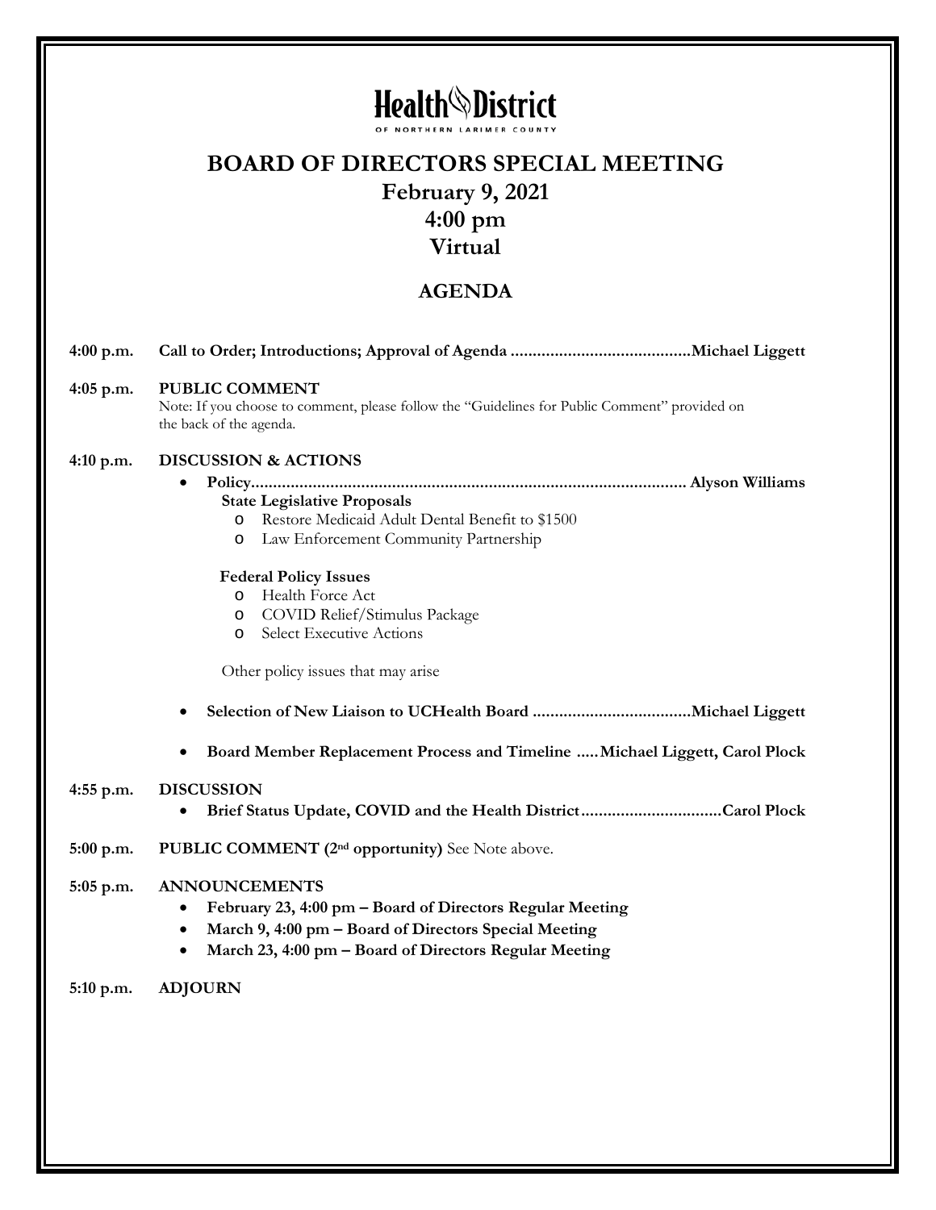# Health District

OF NORTHERN LARIMER COUNTY

## BOARD OF DIRECTORS SPECIAL MEETING

## February 9, 2021

## 4:00 pm

## Virtual

## AGENDA

**4:00 p.m.** **Call to Order; Introductions; Approval of Agenda ..........................................Michael Liggett**

**4:05 p.m.** **PUBLIC COMMENT**

Note: If you choose to comment, please follow the "Guidelines for Public Comment" provided on the back of the agenda.

**4:10 p.m.** **DISCUSSION & ACTIONS**

- **Policy................................................................................................ Alyson Williams**

  **State Legislative Proposals**
  - Restore Medicaid Adult Dental Benefit to $1500
  - Law Enforcement Community Partnership

  **Federal Policy Issues**
  - Health Force Act
  - COVID Relief/Stimulus Package
  - Select Executive Actions

  Other policy issues that may arise

- **Selection of New Liaison to UCHealth Board ....................................Michael Liggett**
- **Board Member Replacement Process and Timeline .....Michael Liggett, Carol Plock**

**4:55 p.m.** **DISCUSSION**

- **Brief Status Update, COVID and the Health District................................Carol Plock**

**5:00 p.m.** **PUBLIC COMMENT (2nd opportunity)** See Note above.

**5:05 p.m.** **ANNOUNCEMENTS**

- **February 23, 4:00 pm – Board of Directors Regular Meeting**
- **March 9, 4:00 pm – Board of Directors Special Meeting**
- **March 23, 4:00 pm – Board of Directors Regular Meeting**

**5:10 p.m.** **ADJOURN**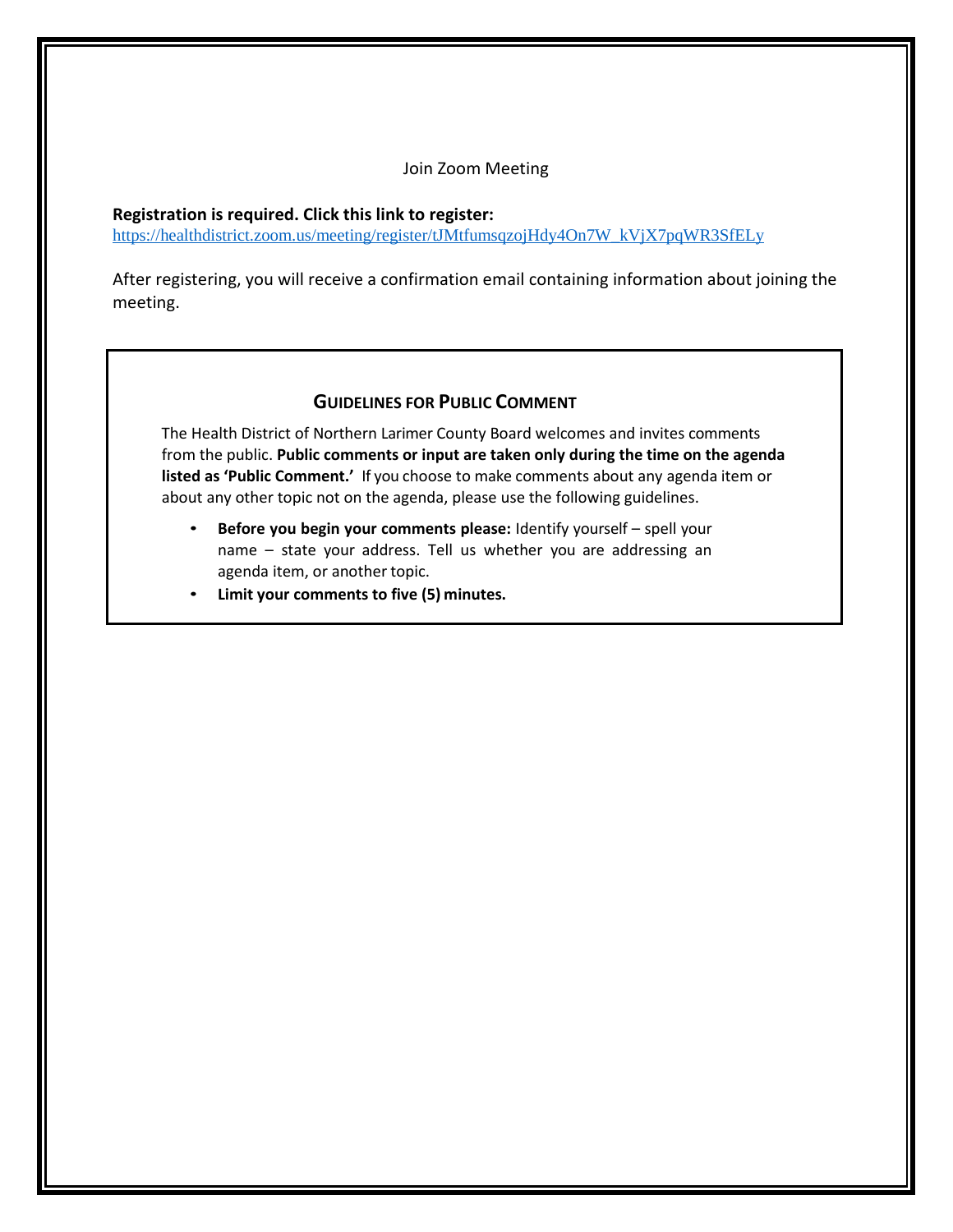Join Zoom Meeting

**Registration is required. Click this link to register:**
https://healthdistrict.zoom.us/meeting/register/tJMtfumsqzojHdy4On7W_kVjX7pqWR3SfELy

After registering, you will receive a confirmation email containing information about joining the meeting.

## GUIDELINES FOR PUBLIC COMMENT

The Health District of Northern Larimer County Board welcomes and invites comments from the public. **Public comments or input are taken only during the time on the agenda listed as 'Public Comment.'** If you choose to make comments about any agenda item or about any other topic not on the agenda, please use the following guidelines.

- **Before you begin your comments please:** Identify yourself – spell your name – state your address. Tell us whether you are addressing an agenda item, or another topic.
- **Limit your comments to five (5) minutes.**